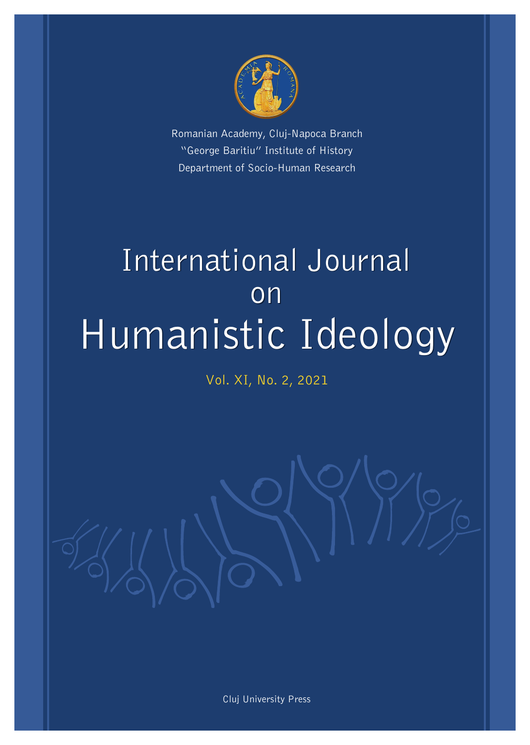Romanian Academy, Cluj-Napoca Branch
"George Baritiu" Institute of History
Department of Socio-Human Research

# International Journal on Humanistic Ideology

Vol. XI, No. 2, 2021

Cluj University Press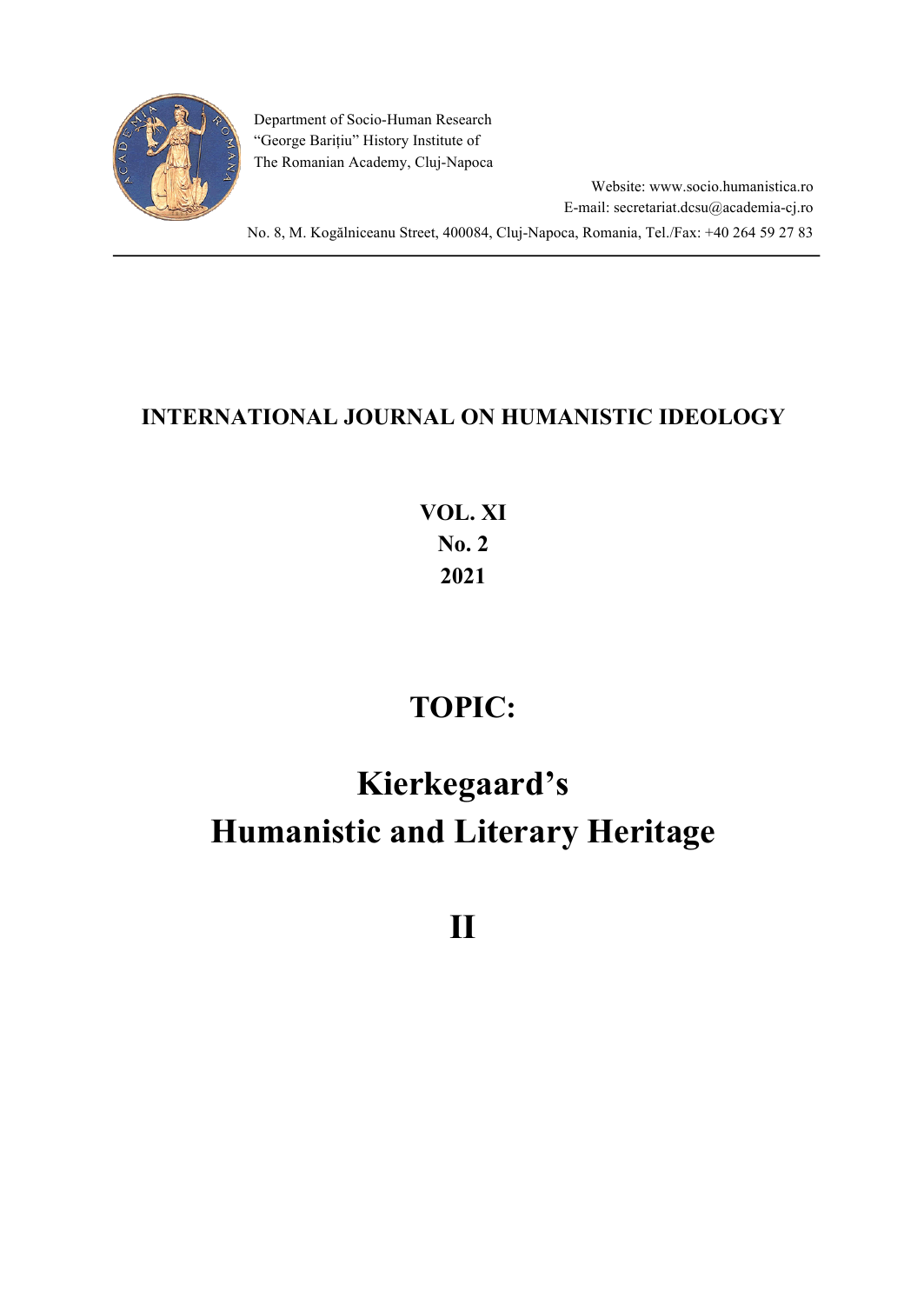Department of Socio-Human Research
"George Barițiu" History Institute of
The Romanian Academy, Cluj-Napoca

Website: www.socio.humanistica.ro
E-mail: secretariat.dcsu@academia-cj.ro

No. 8, M. Kogălniceanu Street, 400084, Cluj-Napoca, Romania, Tel./Fax: +40 264 59 27 83

**INTERNATIONAL JOURNAL ON HUMANISTIC IDEOLOGY**

**VOL. XI**
**No. 2**
**2021**

# TOPIC:

# Kierkegaard's Humanistic and Literary Heritage

# II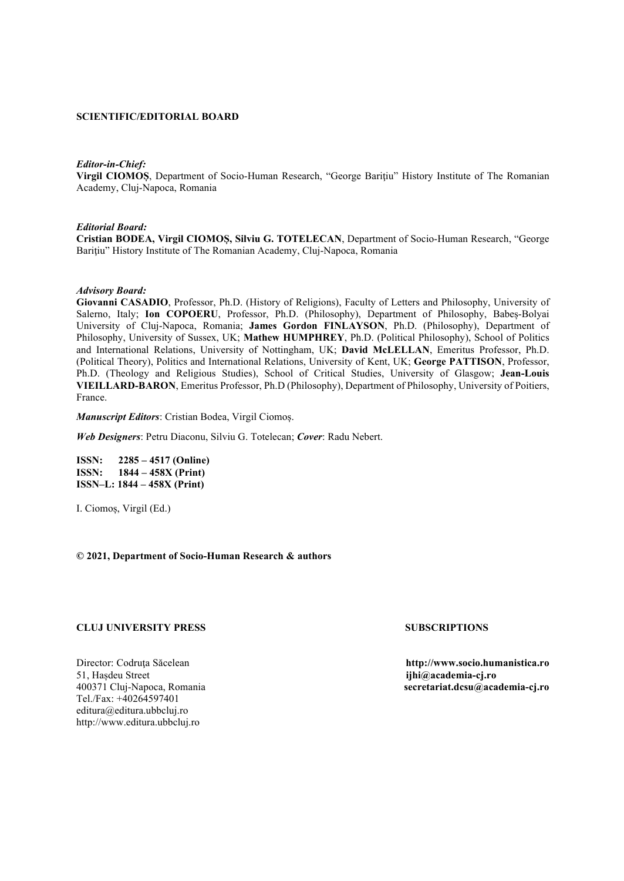**SCIENTIFIC/EDITORIAL BOARD**

***Editor-in-Chief:***
**Virgil CIOMOŞ**, Department of Socio-Human Research, "George Bariţiu" History Institute of The Romanian Academy, Cluj-Napoca, Romania

***Editorial Board:***
**Cristian BODEA, Virgil CIOMOŞ, Silviu G. TOTELECAN**, Department of Socio-Human Research, "George Bariţiu" History Institute of The Romanian Academy, Cluj-Napoca, Romania

***Advisory Board:***
**Giovanni CASADIO**, Professor, Ph.D. (History of Religions), Faculty of Letters and Philosophy, University of Salerno, Italy; **Ion COPOERU**, Professor, Ph.D. (Philosophy), Department of Philosophy, Babeş-Bolyai University of Cluj-Napoca, Romania; **James Gordon FINLAYSON**, Ph.D. (Philosophy), Department of Philosophy, University of Sussex, UK; **Mathew HUMPHREY**, Ph.D. (Political Philosophy), School of Politics and International Relations, University of Nottingham, UK; **David McLELLAN**, Emeritus Professor, Ph.D. (Political Theory), Politics and International Relations, University of Kent, UK; **George PATTISON**, Professor, Ph.D. (Theology and Religious Studies), School of Critical Studies, University of Glasgow; **Jean-Louis VIEILLARD-BARON**, Emeritus Professor, Ph.D (Philosophy), Department of Philosophy, University of Poitiers, France.

***Manuscript Editors***: Cristian Bodea, Virgil Ciomoş.

***Web Designers***: Petru Diaconu, Silviu G. Totelecan; ***Cover***: Radu Nebert.

**ISSN: 2285 – 4517 (Online)**
**ISSN: 1844 – 458X (Print)**
**ISSN–L: 1844 – 458X (Print)**

I. Ciomoş, Virgil (Ed.)

**© 2021, Department of Socio-Human Research & authors**

**CLUJ UNIVERSITY PRESS**

Director: Codruţa Săcelean
51, Haşdeu Street
400371 Cluj-Napoca, Romania
Tel./Fax: +40264597401
editura@editura.ubbcluj.ro
http://www.editura.ubbcluj.ro

**SUBSCRIPTIONS**

**http://www.socio.humanistica.ro**
**ijhi@academia-cj.ro**
**secretariat.dcsu@academia-cj.ro**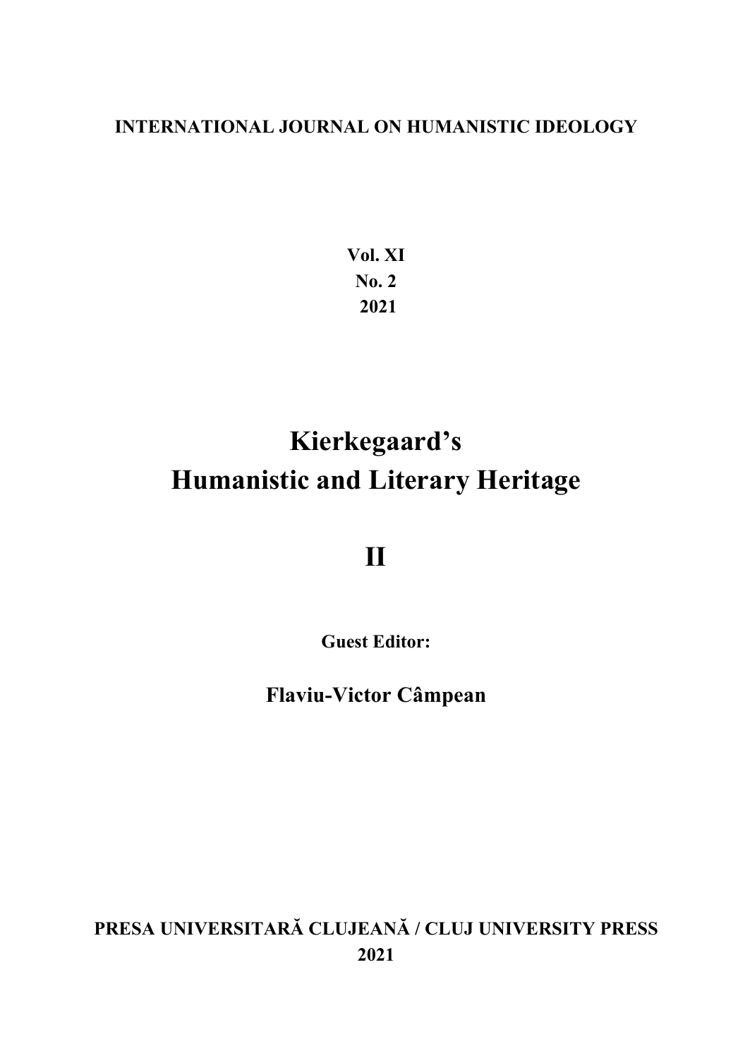**INTERNATIONAL JOURNAL ON HUMANISTIC IDEOLOGY**

**Vol. XI**
**No. 2**
**2021**

# Kierkegaard's Humanistic and Literary Heritage

# II

**Guest Editor:**

**Flaviu-Victor Câmpean**

**PRESA UNIVERSITARĂ CLUJEANĂ / CLUJ UNIVERSITY PRESS**
**2021**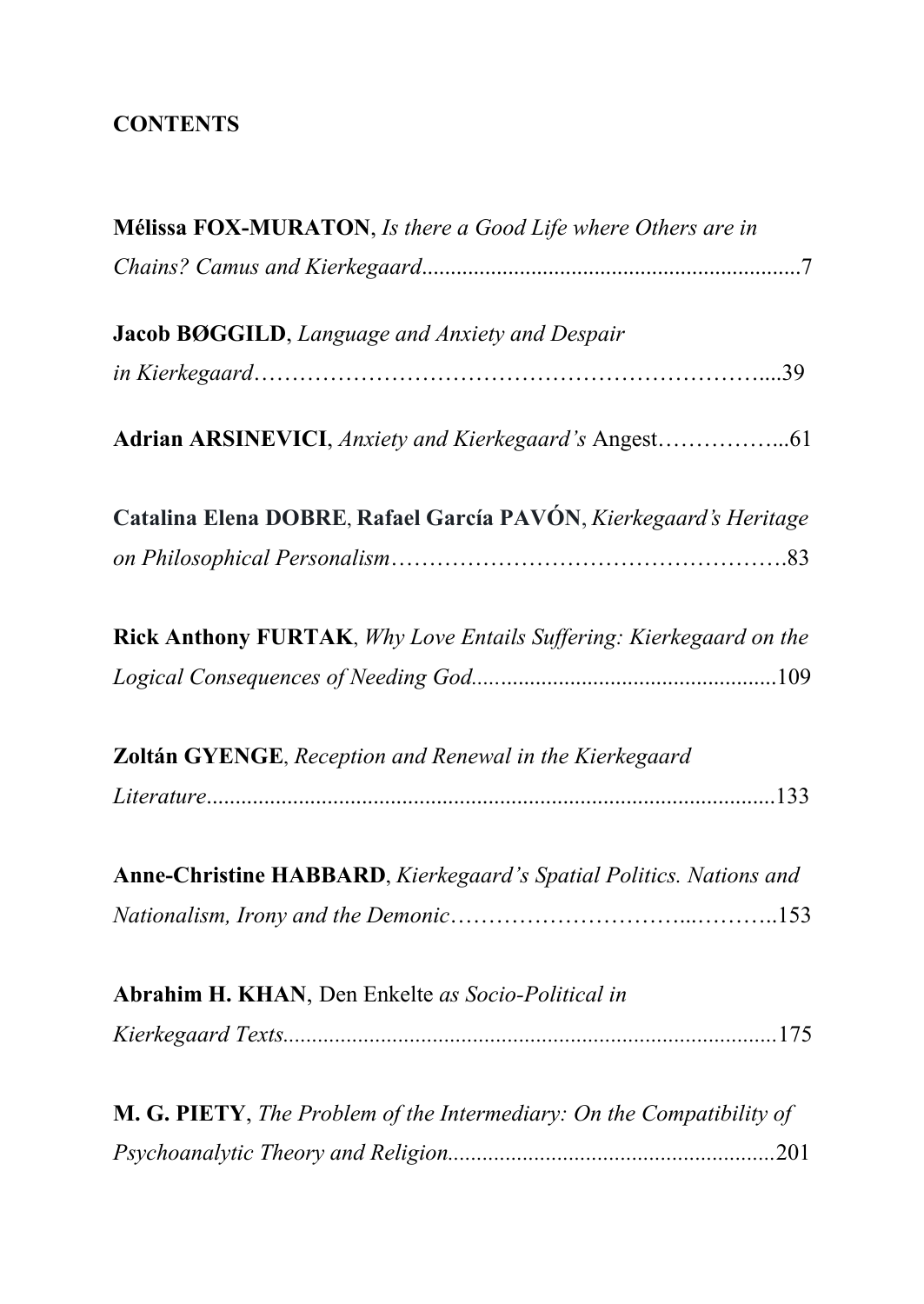**CONTENTS**

**Mélissa FOX-MURATON**, *Is there a Good Life where Others are in Chains? Camus and Kierkegaard*.................................................................7

**Jacob BØGGILD**, *Language and Anxiety and Despair in Kierkegaard*…………………………………………………………....39

**Adrian ARSINEVICI**, *Anxiety and Kierkegaard's* Angest……………...61

**Catalina Elena DOBRE**, **Rafael García PAVÓN**, *Kierkegaard's Heritage on Philosophical Personalism*…………………………………………….83

**Rick Anthony FURTAK**, *Why Love Entails Suffering: Kierkegaard on the Logical Consequences of Needing God*....................................................109

**Zoltán GYENGE**, *Reception and Renewal in the Kierkegaard Literature*..................................................................................................133

**Anne-Christine HABBARD**, *Kierkegaard's Spatial Politics. Nations and Nationalism, Irony and the Demonic*…………………………...………..153

**Abrahim H. KHAN**, Den Enkelte *as Socio-Political in Kierkegaard Texts*....................................................................................175

**M. G. PIETY**, *The Problem of the Intermediary: On the Compatibility of Psychoanalytic Theory and Religion*........................................................201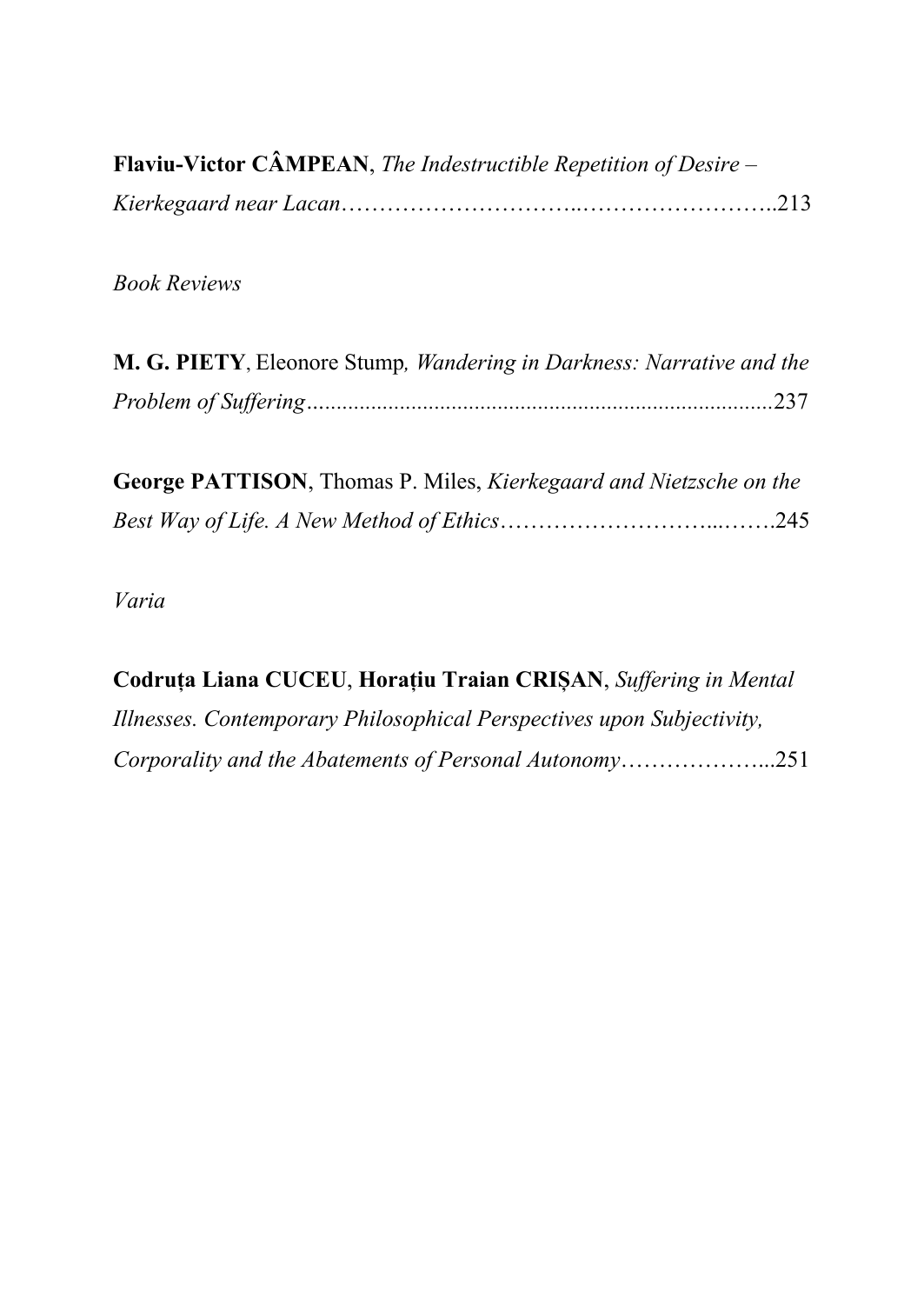**Flaviu-Victor CÂMPEAN**, *The Indestructible Repetition of Desire – Kierkegaard near Lacan*…………………………..……………………..213

*Book Reviews*

**M. G. PIETY**, Eleonore Stump*, Wandering in Darkness: Narrative and the Problem of Suffering*.............................................................................237

**George PATTISON**, Thomas P. Miles, *Kierkegaard and Nietzsche on the Best Way of Life. A New Method of Ethics*………………………...…….245

*Varia*

**Codruța Liana CUCEU**, **Horațiu Traian CRIȘAN**, *Suffering in Mental Illnesses. Contemporary Philosophical Perspectives upon Subjectivity, Corporality and the Abatements of Personal Autonomy*………………...251